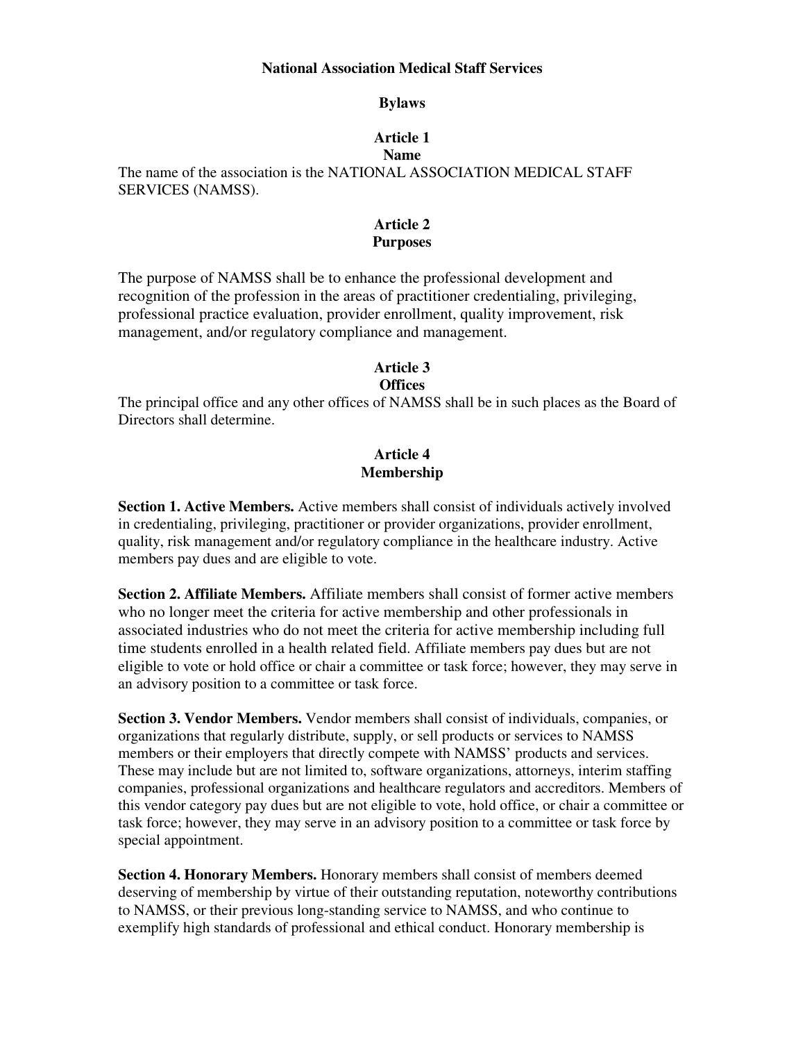# National Association Medical Staff Services

## Bylaws

### Article 1
### Name

The name of the association is the NATIONAL ASSOCIATION MEDICAL STAFF SERVICES (NAMSS).

### Article 2
### Purposes

The purpose of NAMSS shall be to enhance the professional development and recognition of the profession in the areas of practitioner credentialing, privileging, professional practice evaluation, provider enrollment, quality improvement, risk management, and/or regulatory compliance and management.

### Article 3
### Offices

The principal office and any other offices of NAMSS shall be in such places as the Board of Directors shall determine.

### Article 4
### Membership

**Section 1. Active Members.** Active members shall consist of individuals actively involved in credentialing, privileging, practitioner or provider organizations, provider enrollment, quality, risk management and/or regulatory compliance in the healthcare industry. Active members pay dues and are eligible to vote.

**Section 2. Affiliate Members.** Affiliate members shall consist of former active members who no longer meet the criteria for active membership and other professionals in associated industries who do not meet the criteria for active membership including full time students enrolled in a health related field. Affiliate members pay dues but are not eligible to vote or hold office or chair a committee or task force; however, they may serve in an advisory position to a committee or task force.

**Section 3. Vendor Members.** Vendor members shall consist of individuals, companies, or organizations that regularly distribute, supply, or sell products or services to NAMSS members or their employers that directly compete with NAMSS' products and services. These may include but are not limited to, software organizations, attorneys, interim staffing companies, professional organizations and healthcare regulators and accreditors. Members of this vendor category pay dues but are not eligible to vote, hold office, or chair a committee or task force; however, they may serve in an advisory position to a committee or task force by special appointment.

**Section 4. Honorary Members.** Honorary members shall consist of members deemed deserving of membership by virtue of their outstanding reputation, noteworthy contributions to NAMSS, or their previous long-standing service to NAMSS, and who continue to exemplify high standards of professional and ethical conduct. Honorary membership is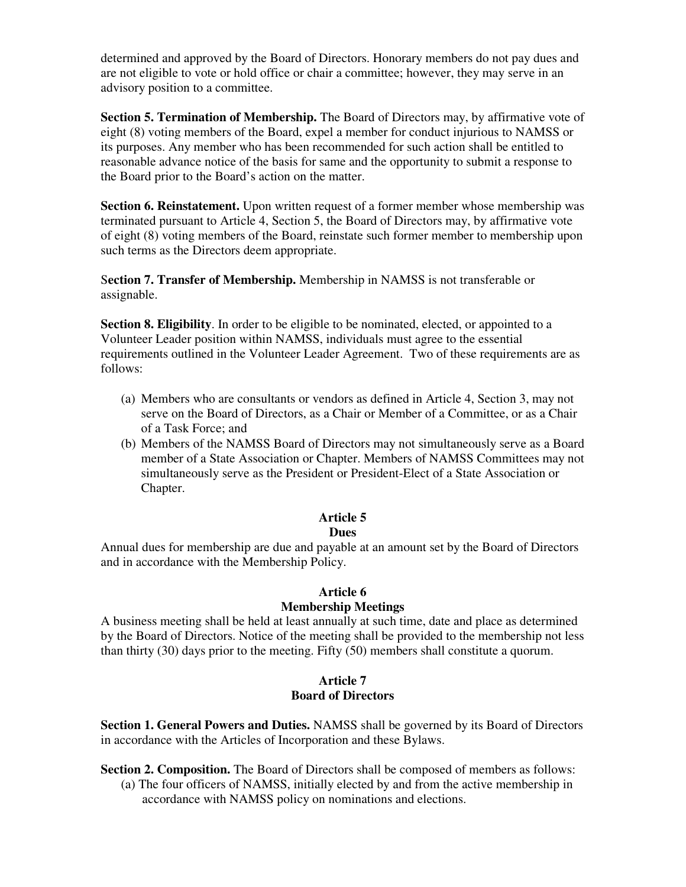determined and approved by the Board of Directors. Honorary members do not pay dues and are not eligible to vote or hold office or chair a committee; however, they may serve in an advisory position to a committee.

**Section 5. Termination of Membership.** The Board of Directors may, by affirmative vote of eight (8) voting members of the Board, expel a member for conduct injurious to NAMSS or its purposes. Any member who has been recommended for such action shall be entitled to reasonable advance notice of the basis for same and the opportunity to submit a response to the Board prior to the Board's action on the matter.

**Section 6. Reinstatement.** Upon written request of a former member whose membership was terminated pursuant to Article 4, Section 5, the Board of Directors may, by affirmative vote of eight (8) voting members of the Board, reinstate such former member to membership upon such terms as the Directors deem appropriate.

S**ection 7. Transfer of Membership.** Membership in NAMSS is not transferable or assignable.

**Section 8. Eligibility**. In order to be eligible to be nominated, elected, or appointed to a Volunteer Leader position within NAMSS, individuals must agree to the essential requirements outlined in the Volunteer Leader Agreement. Two of these requirements are as follows:

(a) Members who are consultants or vendors as defined in Article 4, Section 3, may not serve on the Board of Directors, as a Chair or Member of a Committee, or as a Chair of a Task Force; and

(b) Members of the NAMSS Board of Directors may not simultaneously serve as a Board member of a State Association or Chapter. Members of NAMSS Committees may not simultaneously serve as the President or President-Elect of a State Association or Chapter.

## Article 5
## Dues

Annual dues for membership are due and payable at an amount set by the Board of Directors and in accordance with the Membership Policy.

## Article 6
## Membership Meetings

A business meeting shall be held at least annually at such time, date and place as determined by the Board of Directors. Notice of the meeting shall be provided to the membership not less than thirty (30) days prior to the meeting. Fifty (50) members shall constitute a quorum.

## Article 7
## Board of Directors

**Section 1. General Powers and Duties.** NAMSS shall be governed by its Board of Directors in accordance with the Articles of Incorporation and these Bylaws.

**Section 2. Composition.** The Board of Directors shall be composed of members as follows:

(a) The four officers of NAMSS, initially elected by and from the active membership in accordance with NAMSS policy on nominations and elections.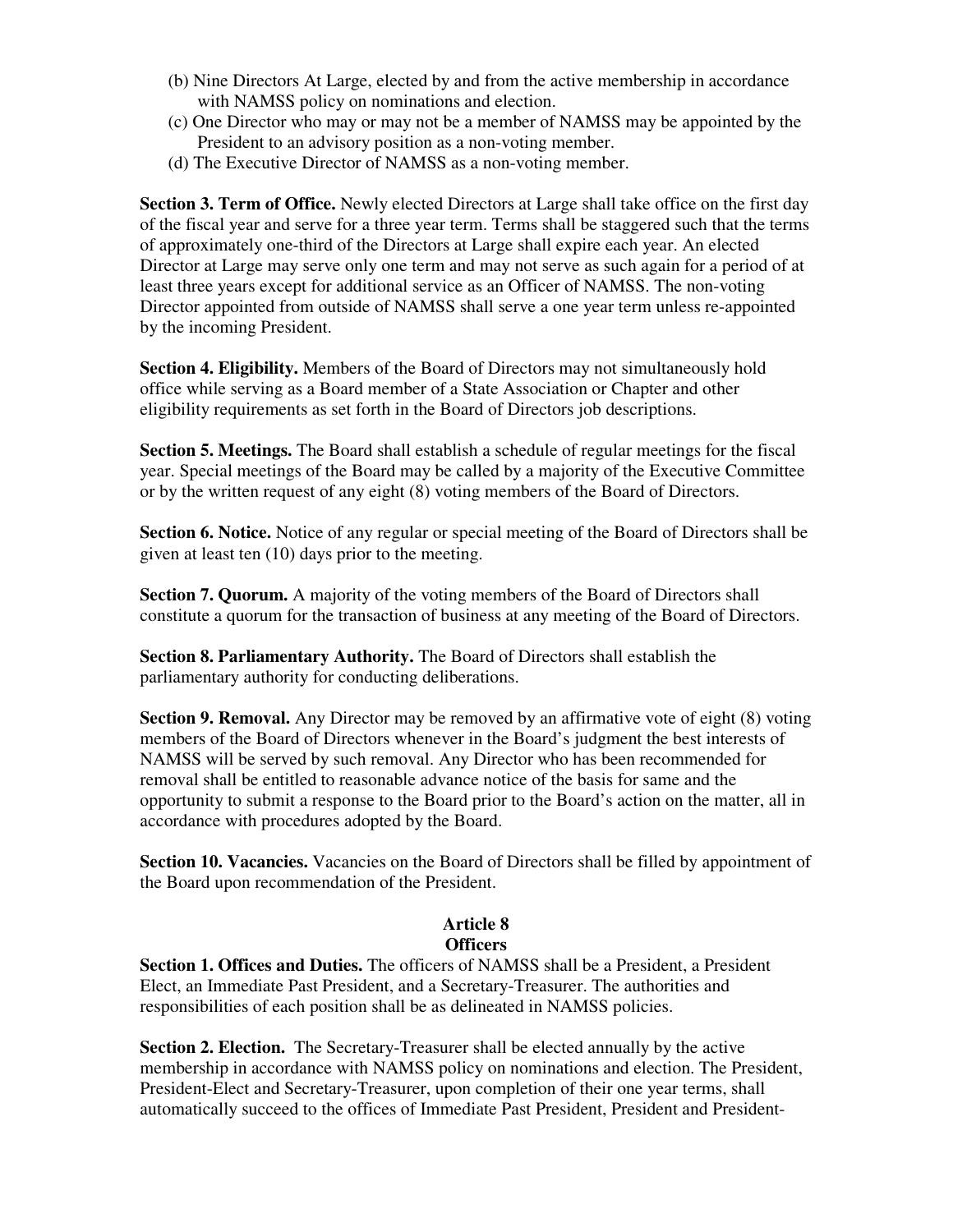(b) Nine Directors At Large, elected by and from the active membership in accordance with NAMSS policy on nominations and election.

(c) One Director who may or may not be a member of NAMSS may be appointed by the President to an advisory position as a non-voting member.

(d) The Executive Director of NAMSS as a non-voting member.

**Section 3. Term of Office.** Newly elected Directors at Large shall take office on the first day of the fiscal year and serve for a three year term. Terms shall be staggered such that the terms of approximately one-third of the Directors at Large shall expire each year. An elected Director at Large may serve only one term and may not serve as such again for a period of at least three years except for additional service as an Officer of NAMSS. The non-voting Director appointed from outside of NAMSS shall serve a one year term unless re-appointed by the incoming President.

**Section 4. Eligibility.** Members of the Board of Directors may not simultaneously hold office while serving as a Board member of a State Association or Chapter and other eligibility requirements as set forth in the Board of Directors job descriptions.

**Section 5. Meetings.** The Board shall establish a schedule of regular meetings for the fiscal year. Special meetings of the Board may be called by a majority of the Executive Committee or by the written request of any eight (8) voting members of the Board of Directors.

**Section 6. Notice.** Notice of any regular or special meeting of the Board of Directors shall be given at least ten (10) days prior to the meeting.

**Section 7. Quorum.** A majority of the voting members of the Board of Directors shall constitute a quorum for the transaction of business at any meeting of the Board of Directors.

**Section 8. Parliamentary Authority.** The Board of Directors shall establish the parliamentary authority for conducting deliberations.

**Section 9. Removal.** Any Director may be removed by an affirmative vote of eight (8) voting members of the Board of Directors whenever in the Board's judgment the best interests of NAMSS will be served by such removal. Any Director who has been recommended for removal shall be entitled to reasonable advance notice of the basis for same and the opportunity to submit a response to the Board prior to the Board's action on the matter, all in accordance with procedures adopted by the Board.

**Section 10. Vacancies.** Vacancies on the Board of Directors shall be filled by appointment of the Board upon recommendation of the President.

## Article 8
## Officers

**Section 1. Offices and Duties.** The officers of NAMSS shall be a President, a President Elect, an Immediate Past President, and a Secretary-Treasurer. The authorities and responsibilities of each position shall be as delineated in NAMSS policies.

**Section 2. Election.** The Secretary-Treasurer shall be elected annually by the active membership in accordance with NAMSS policy on nominations and election. The President, President-Elect and Secretary-Treasurer, upon completion of their one year terms, shall automatically succeed to the offices of Immediate Past President, President and President-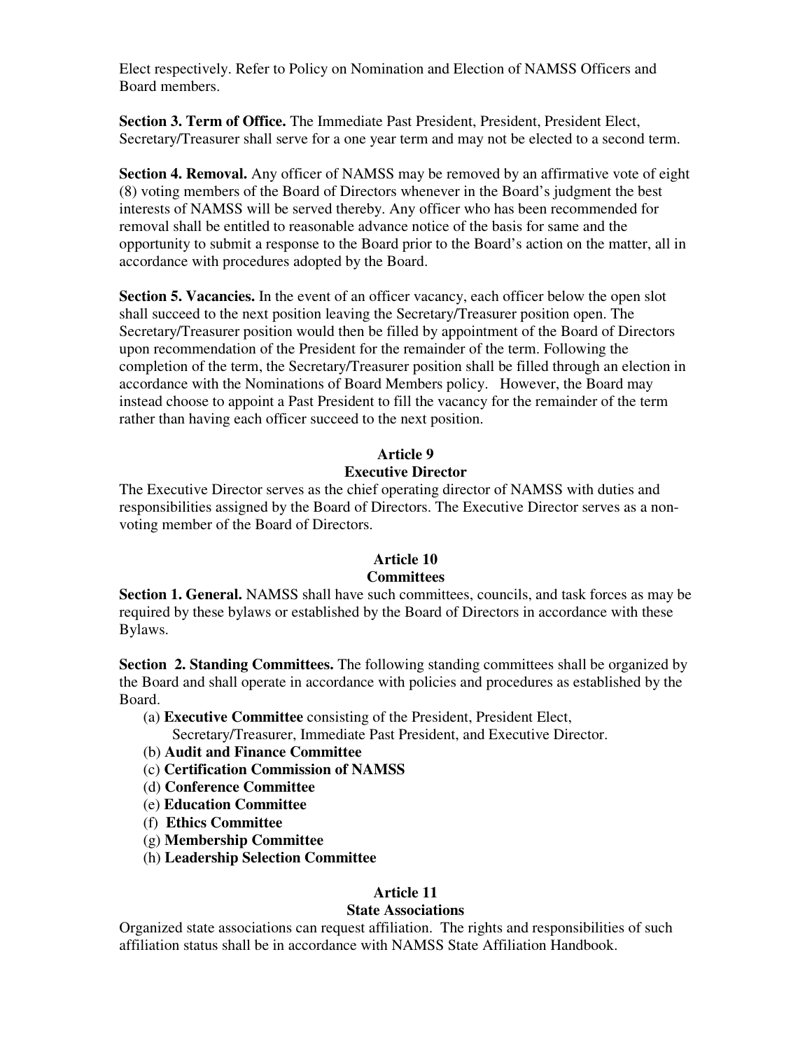Elect respectively. Refer to Policy on Nomination and Election of NAMSS Officers and Board members.

**Section 3. Term of Office.** The Immediate Past President, President, President Elect, Secretary/Treasurer shall serve for a one year term and may not be elected to a second term.

**Section 4. Removal.** Any officer of NAMSS may be removed by an affirmative vote of eight (8) voting members of the Board of Directors whenever in the Board's judgment the best interests of NAMSS will be served thereby. Any officer who has been recommended for removal shall be entitled to reasonable advance notice of the basis for same and the opportunity to submit a response to the Board prior to the Board's action on the matter, all in accordance with procedures adopted by the Board.

**Section 5. Vacancies.** In the event of an officer vacancy, each officer below the open slot shall succeed to the next position leaving the Secretary/Treasurer position open. The Secretary/Treasurer position would then be filled by appointment of the Board of Directors upon recommendation of the President for the remainder of the term. Following the completion of the term, the Secretary/Treasurer position shall be filled through an election in accordance with the Nominations of Board Members policy. However, the Board may instead choose to appoint a Past President to fill the vacancy for the remainder of the term rather than having each officer succeed to the next position.

## Article 9
## Executive Director

The Executive Director serves as the chief operating director of NAMSS with duties and responsibilities assigned by the Board of Directors. The Executive Director serves as a non-voting member of the Board of Directors.

## Article 10
## Committees

**Section 1. General.** NAMSS shall have such committees, councils, and task forces as may be required by these bylaws or established by the Board of Directors in accordance with these Bylaws.

**Section 2. Standing Committees.** The following standing committees shall be organized by the Board and shall operate in accordance with policies and procedures as established by the Board.

(a) **Executive Committee** consisting of the President, President Elect, Secretary/Treasurer, Immediate Past President, and Executive Director.
(b) **Audit and Finance Committee**
(c) **Certification Commission of NAMSS**
(d) **Conference Committee**
(e) **Education Committee**
(f) **Ethics Committee**
(g) **Membership Committee**
(h) **Leadership Selection Committee**

## Article 11
## State Associations

Organized state associations can request affiliation. The rights and responsibilities of such affiliation status shall be in accordance with NAMSS State Affiliation Handbook.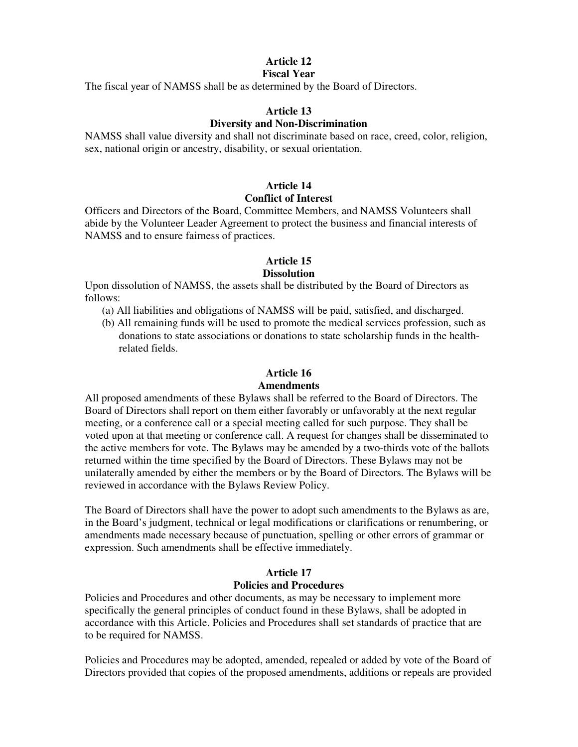## Article 12
### Fiscal Year

The fiscal year of NAMSS shall be as determined by the Board of Directors.

## Article 13
### Diversity and Non-Discrimination

NAMSS shall value diversity and shall not discriminate based on race, creed, color, religion, sex, national origin or ancestry, disability, or sexual orientation.

## Article 14
### Conflict of Interest

Officers and Directors of the Board, Committee Members, and NAMSS Volunteers shall abide by the Volunteer Leader Agreement to protect the business and financial interests of NAMSS and to ensure fairness of practices.

## Article 15
### Dissolution

Upon dissolution of NAMSS, the assets shall be distributed by the Board of Directors as follows:

(a) All liabilities and obligations of NAMSS will be paid, satisfied, and discharged.

(b) All remaining funds will be used to promote the medical services profession, such as donations to state associations or donations to state scholarship funds in the health-related fields.

## Article 16
### Amendments

All proposed amendments of these Bylaws shall be referred to the Board of Directors. The Board of Directors shall report on them either favorably or unfavorably at the next regular meeting, or a conference call or a special meeting called for such purpose. They shall be voted upon at that meeting or conference call. A request for changes shall be disseminated to the active members for vote. The Bylaws may be amended by a two-thirds vote of the ballots returned within the time specified by the Board of Directors. These Bylaws may not be unilaterally amended by either the members or by the Board of Directors. The Bylaws will be reviewed in accordance with the Bylaws Review Policy.

The Board of Directors shall have the power to adopt such amendments to the Bylaws as are, in the Board's judgment, technical or legal modifications or clarifications or renumbering, or amendments made necessary because of punctuation, spelling or other errors of grammar or expression. Such amendments shall be effective immediately.

## Article 17
### Policies and Procedures

Policies and Procedures and other documents, as may be necessary to implement more specifically the general principles of conduct found in these Bylaws, shall be adopted in accordance with this Article. Policies and Procedures shall set standards of practice that are to be required for NAMSS.

Policies and Procedures may be adopted, amended, repealed or added by vote of the Board of Directors provided that copies of the proposed amendments, additions or repeals are provided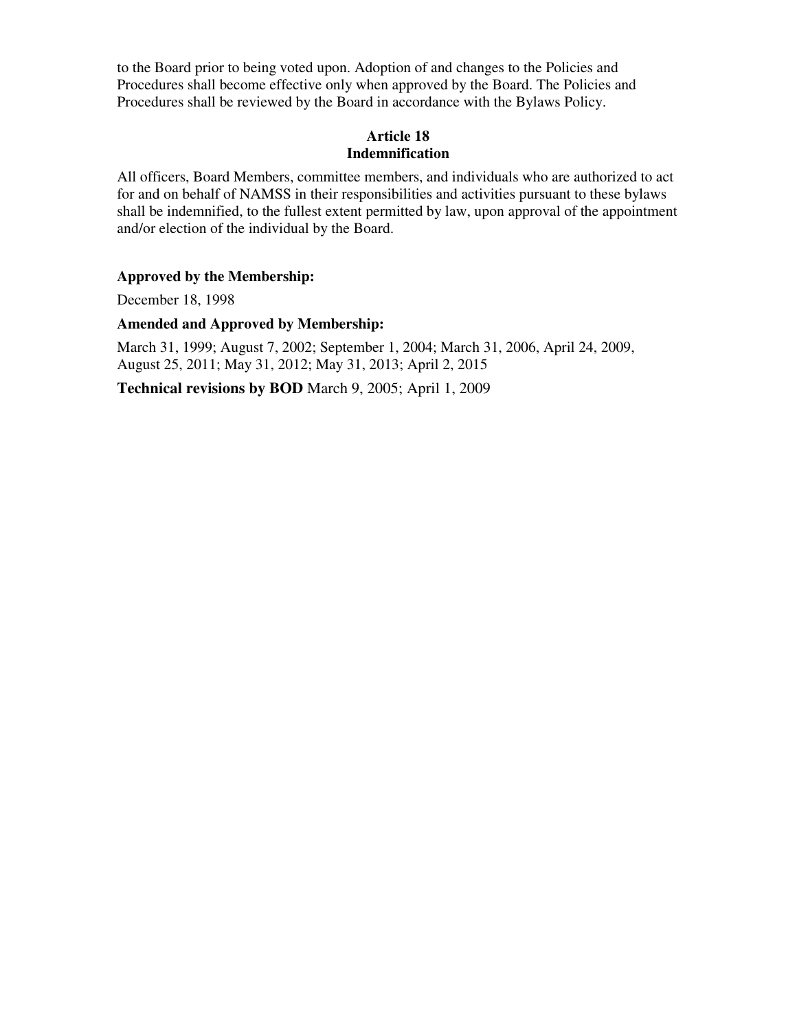to the Board prior to being voted upon. Adoption of and changes to the Policies and Procedures shall become effective only when approved by the Board. The Policies and Procedures shall be reviewed by the Board in accordance with the Bylaws Policy.

## Article 18
## Indemnification

All officers, Board Members, committee members, and individuals who are authorized to act for and on behalf of NAMSS in their responsibilities and activities pursuant to these bylaws shall be indemnified, to the fullest extent permitted by law, upon approval of the appointment and/or election of the individual by the Board.

**Approved by the Membership:**

December 18, 1998

**Amended and Approved by Membership:**

March 31, 1999; August 7, 2002; September 1, 2004; March 31, 2006, April 24, 2009, August 25, 2011; May 31, 2012; May 31, 2013; April 2, 2015

**Technical revisions by BOD** March 9, 2005; April 1, 2009